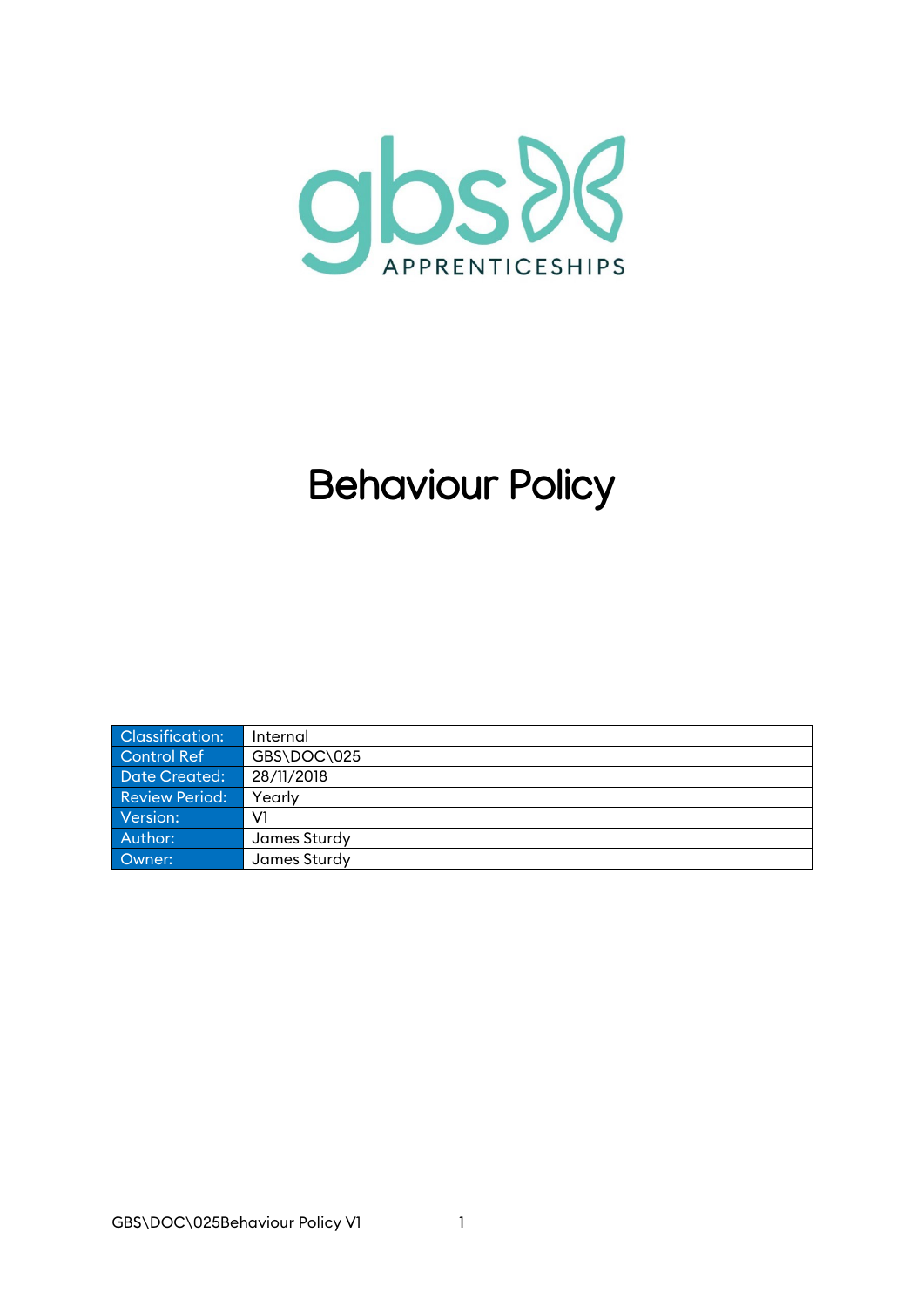gbs APPRENTICESHIPS

# Behaviour Policy

| Classification: | Internal |
|---|---|
| Control Ref | GBS\DOC\025 |
| Date Created: | 28/11/2018 |
| Review Period: | Yearly |
| Version: | V1 |
| Author: | James Sturdy |
| Owner: | James Sturdy |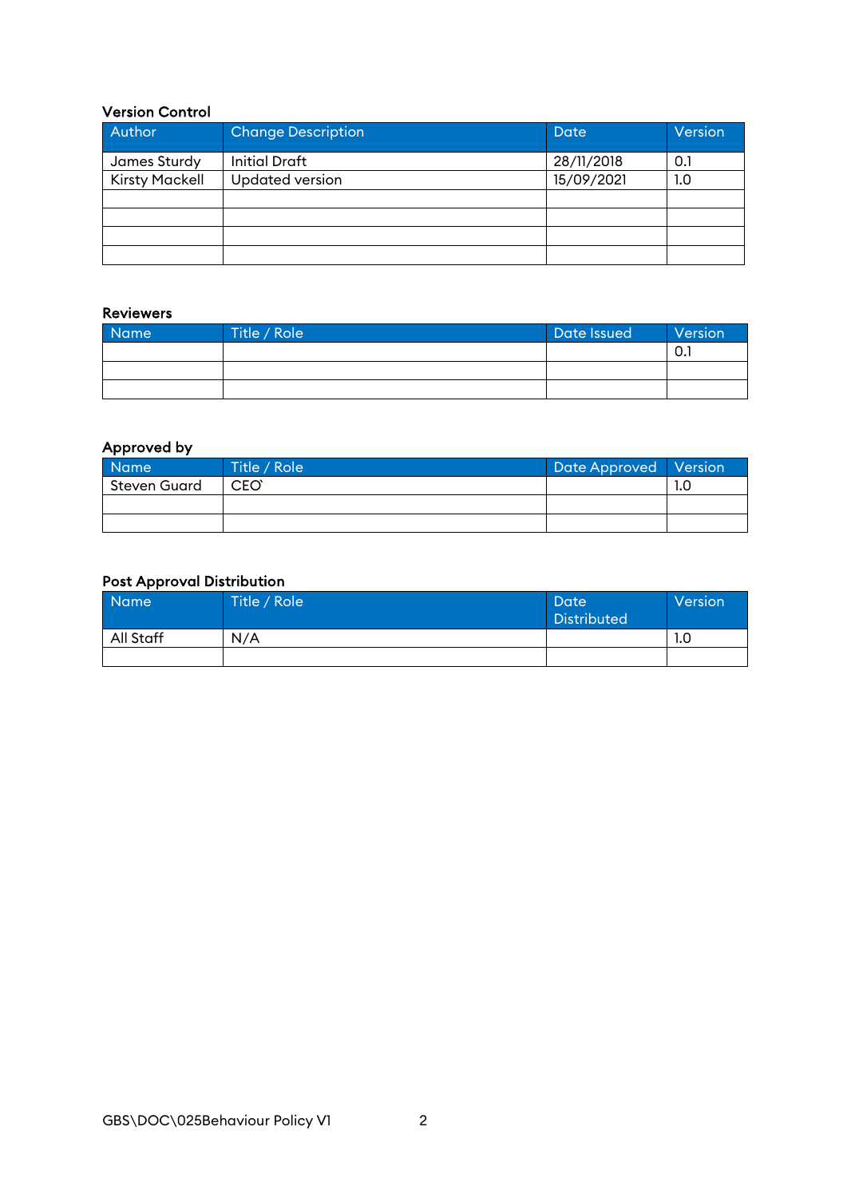**Version Control**

| Author | Change Description | Date | Version |
| --- | --- | --- | --- |
| James Sturdy | Initial Draft | 28/11/2018 | 0.1 |
| Kirsty Mackell | Updated version | 15/09/2021 | 1.0 |
| | | | |
| | | | |
| | | | |
| | | | |

**Reviewers**

| Name | Title / Role | Date Issued | Version |
| --- | --- | --- | --- |
| | | | 0.1 |
| | | | |
| | | | |

**Approved by**

| Name | Title / Role | Date Approved | Version |
| --- | --- | --- | --- |
| Steven Guard | CEO` | | 1.0 |
| | | | |
| | | | |

**Post Approval Distribution**

| Name | Title / Role | Date Distributed | Version |
| --- | --- | --- | --- |
| All Staff | N/A | | 1.0 |
| | | | |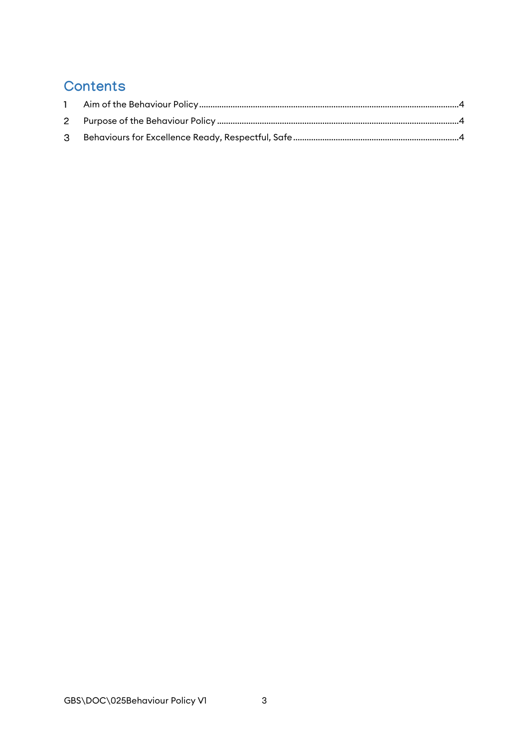## Contents

1 Aim of the Behaviour Policy ....................................................................................................................4

2 Purpose of the Behaviour Policy ............................................................................................................4

3 Behaviours for Excellence Ready, Respectful, Safe ..........................................................................4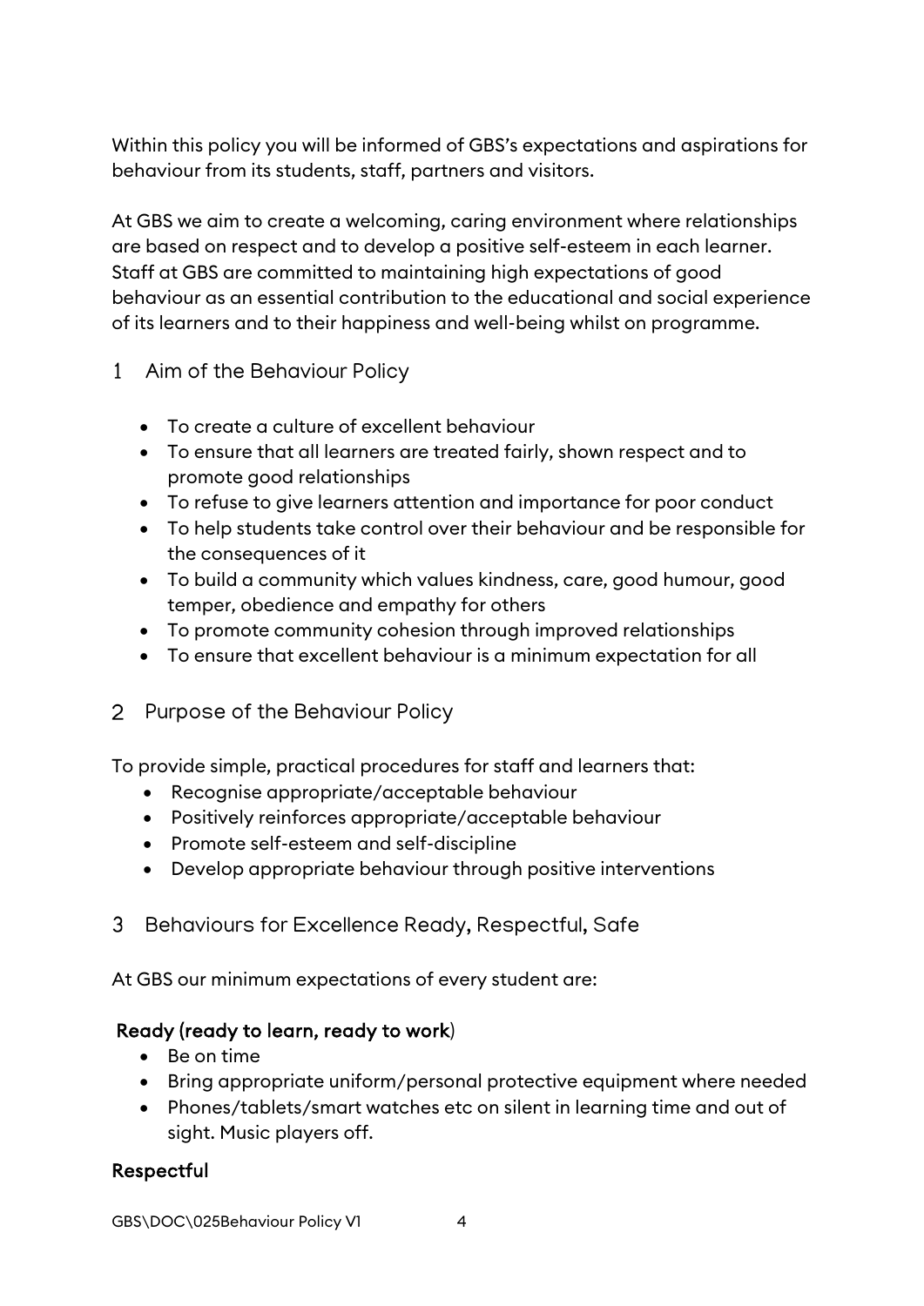Within this policy you will be informed of GBS's expectations and aspirations for behaviour from its students, staff, partners and visitors.

At GBS we aim to create a welcoming, caring environment where relationships are based on respect and to develop a positive self-esteem in each learner. Staff at GBS are committed to maintaining high expectations of good behaviour as an essential contribution to the educational and social experience of its learners and to their happiness and well-being whilst on programme.

## 1 Aim of the Behaviour Policy

- To create a culture of excellent behaviour
- To ensure that all learners are treated fairly, shown respect and to promote good relationships
- To refuse to give learners attention and importance for poor conduct
- To help students take control over their behaviour and be responsible for the consequences of it
- To build a community which values kindness, care, good humour, good temper, obedience and empathy for others
- To promote community cohesion through improved relationships
- To ensure that excellent behaviour is a minimum expectation for all

## 2 Purpose of the Behaviour Policy

To provide simple, practical procedures for staff and learners that:

- Recognise appropriate/acceptable behaviour
- Positively reinforces appropriate/acceptable behaviour
- Promote self-esteem and self-discipline
- Develop appropriate behaviour through positive interventions

## 3 Behaviours for Excellence Ready, Respectful, Safe

At GBS our minimum expectations of every student are:

**Ready (ready to learn, ready to work)**

- Be on time
- Bring appropriate uniform/personal protective equipment where needed
- Phones/tablets/smart watches etc on silent in learning time and out of sight. Music players off.

**Respectful**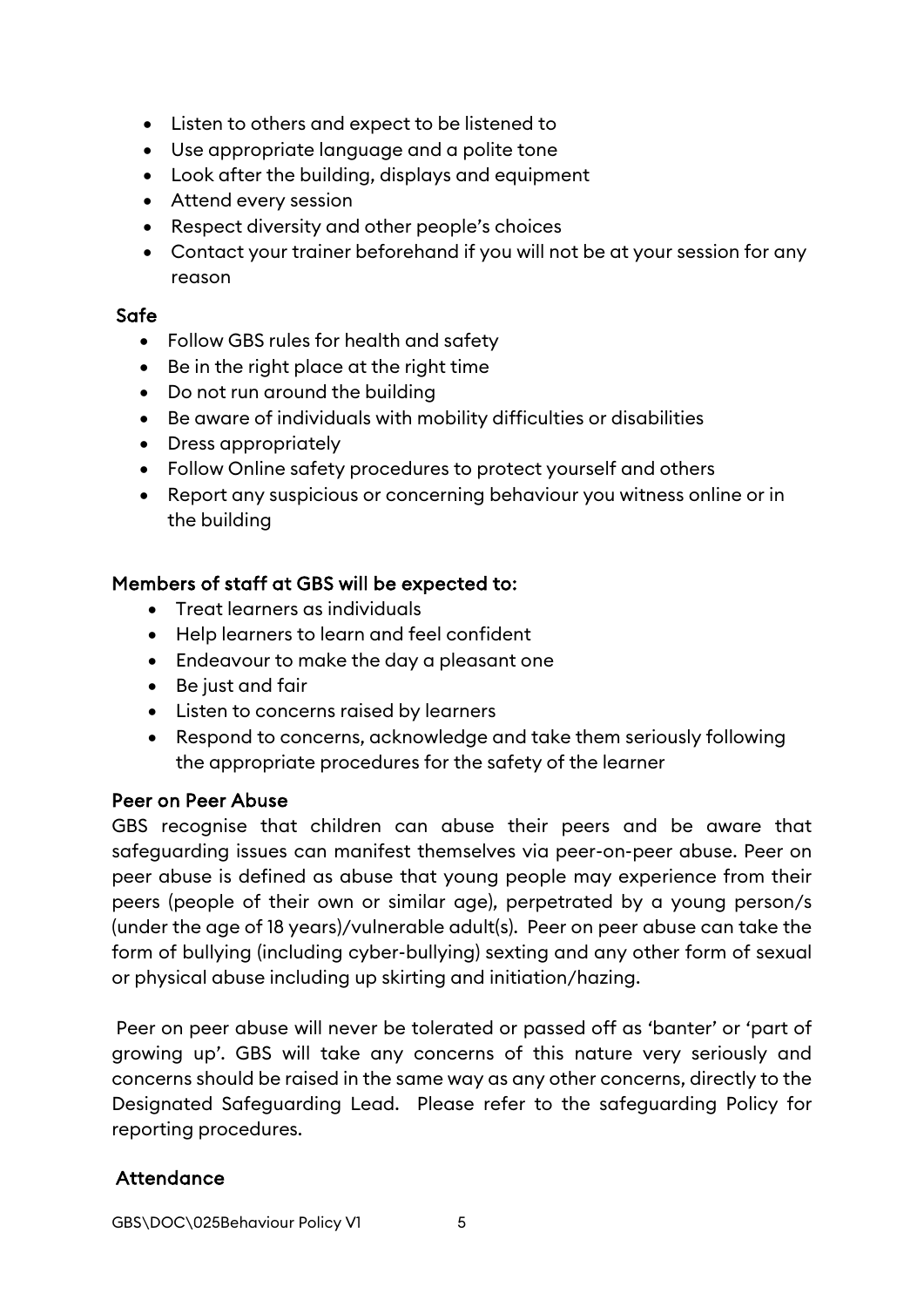- Listen to others and expect to be listened to
- Use appropriate language and a polite tone
- Look after the building, displays and equipment
- Attend every session
- Respect diversity and other people's choices
- Contact your trainer beforehand if you will not be at your session for any reason

### Safe

- Follow GBS rules for health and safety
- Be in the right place at the right time
- Do not run around the building
- Be aware of individuals with mobility difficulties or disabilities
- Dress appropriately
- Follow Online safety procedures to protect yourself and others
- Report any suspicious or concerning behaviour you witness online or in the building

### Members of staff at GBS will be expected to:

- Treat learners as individuals
- Help learners to learn and feel confident
- Endeavour to make the day a pleasant one
- Be just and fair
- Listen to concerns raised by learners
- Respond to concerns, acknowledge and take them seriously following the appropriate procedures for the safety of the learner

### Peer on Peer Abuse

GBS recognise that children can abuse their peers and be aware that safeguarding issues can manifest themselves via peer-on-peer abuse. Peer on peer abuse is defined as abuse that young people may experience from their peers (people of their own or similar age), perpetrated by a young person/s (under the age of 18 years)/vulnerable adult(s). Peer on peer abuse can take the form of bullying (including cyber-bullying) sexting and any other form of sexual or physical abuse including up skirting and initiation/hazing.

Peer on peer abuse will never be tolerated or passed off as 'banter' or 'part of growing up'. GBS will take any concerns of this nature very seriously and concerns should be raised in the same way as any other concerns, directly to the Designated Safeguarding Lead. Please refer to the safeguarding Policy for reporting procedures.

### Attendance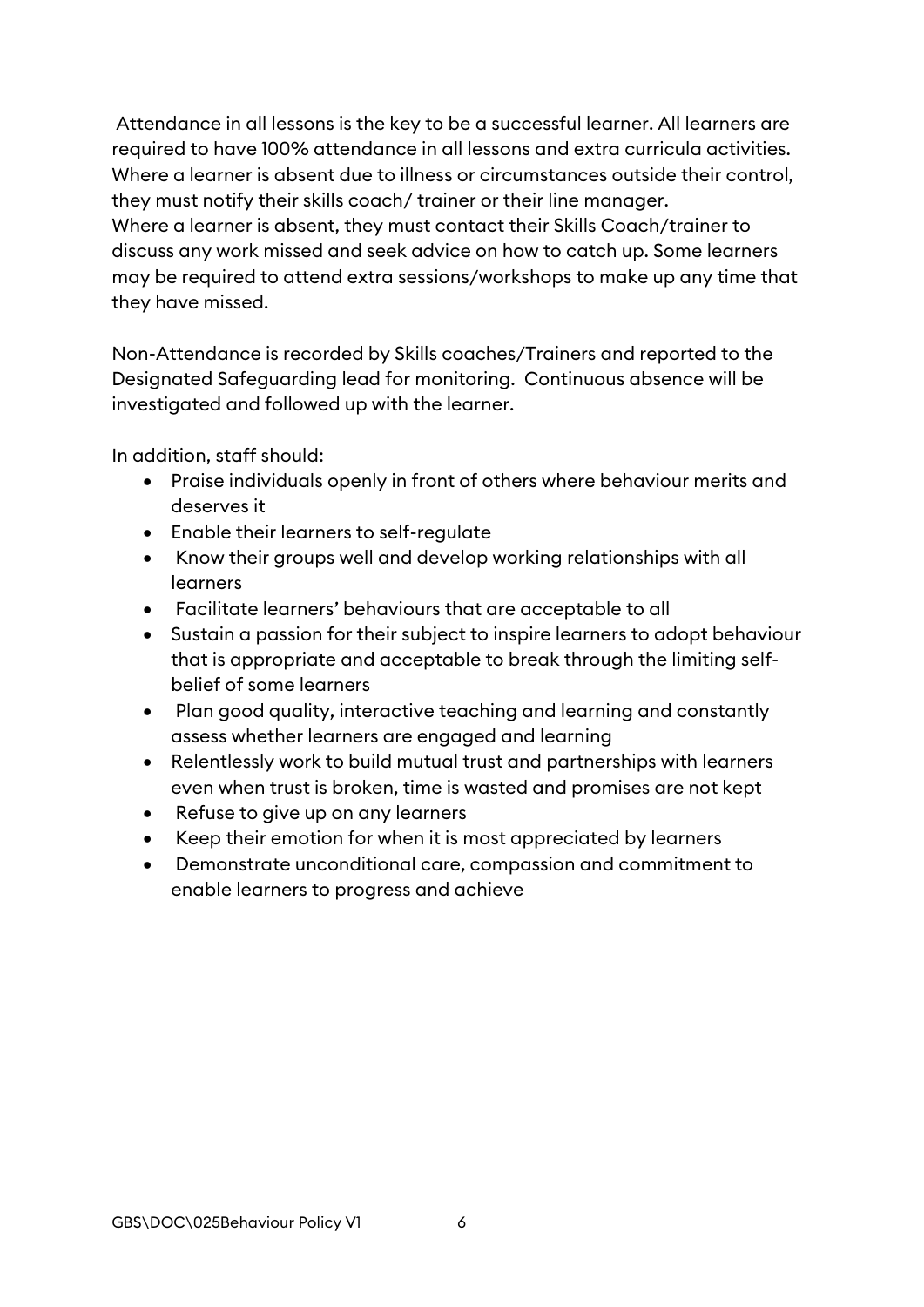Attendance in all lessons is the key to be a successful learner. All learners are required to have 100% attendance in all lessons and extra curricula activities. Where a learner is absent due to illness or circumstances outside their control, they must notify their skills coach/ trainer or their line manager.
Where a learner is absent, they must contact their Skills Coach/trainer to discuss any work missed and seek advice on how to catch up. Some learners may be required to attend extra sessions/workshops to make up any time that they have missed.

Non-Attendance is recorded by Skills coaches/Trainers and reported to the Designated Safeguarding lead for monitoring. Continuous absence will be investigated and followed up with the learner.

In addition, staff should:

- Praise individuals openly in front of others where behaviour merits and deserves it
- Enable their learners to self-regulate
- Know their groups well and develop working relationships with all learners
- Facilitate learners' behaviours that are acceptable to all
- Sustain a passion for their subject to inspire learners to adopt behaviour that is appropriate and acceptable to break through the limiting self-belief of some learners
- Plan good quality, interactive teaching and learning and constantly assess whether learners are engaged and learning
- Relentlessly work to build mutual trust and partnerships with learners even when trust is broken, time is wasted and promises are not kept
- Refuse to give up on any learners
- Keep their emotion for when it is most appreciated by learners
- Demonstrate unconditional care, compassion and commitment to enable learners to progress and achieve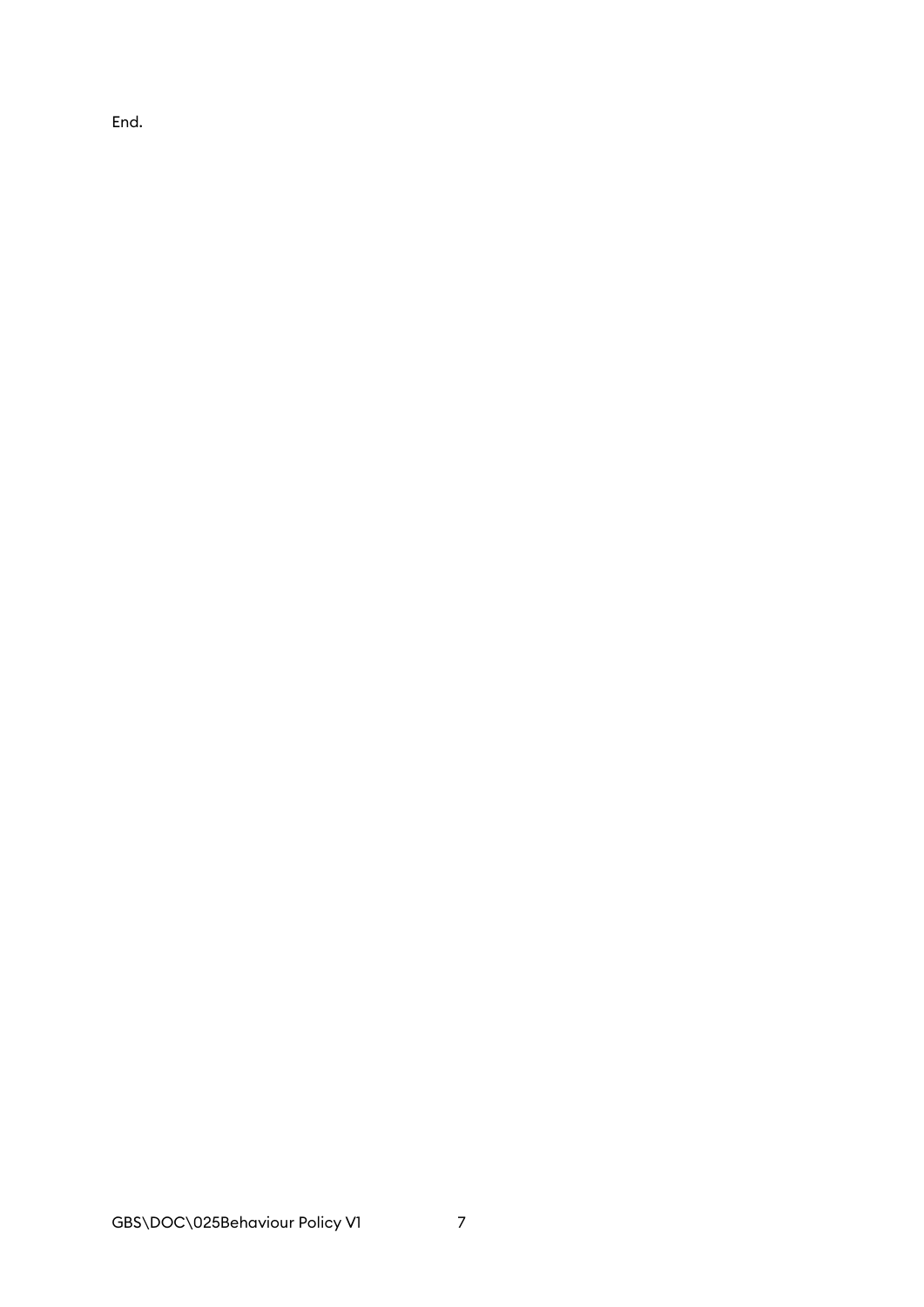End.